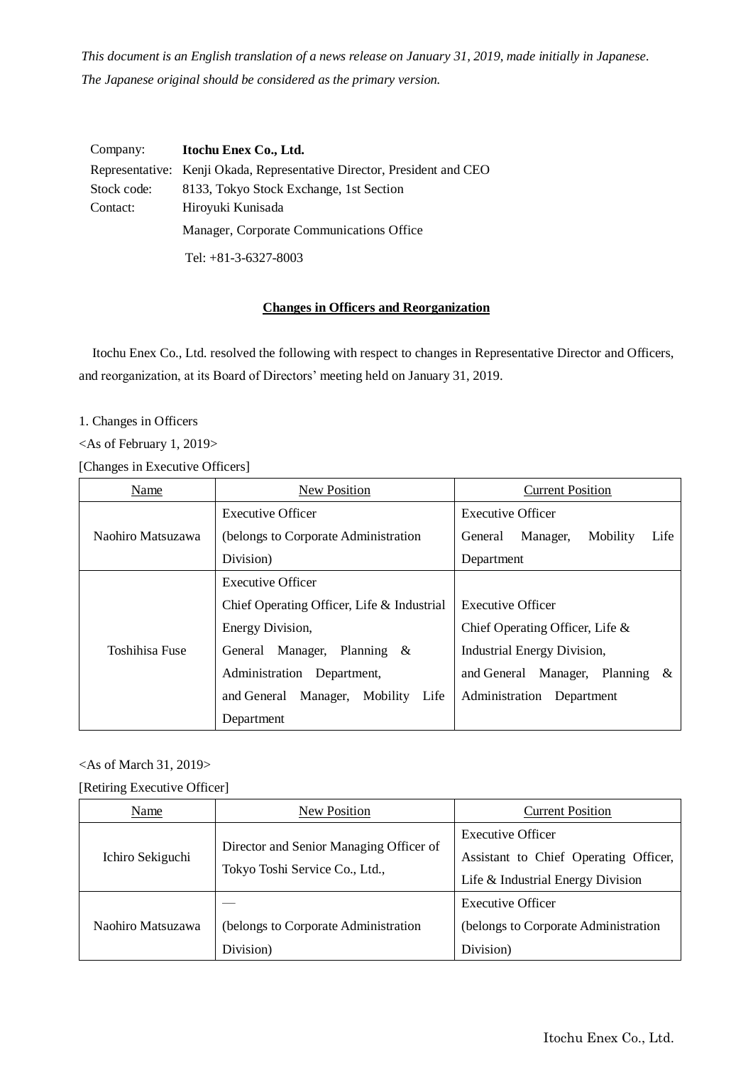*This document is an English translation of a news release on January 31, 2019, made initially in Japanese. The Japanese original should be considered as the primary version.*

Company: **Itochu Enex Co., Ltd.**
Representative: Kenji Okada, Representative Director, President and CEO
Stock code: 8133, Tokyo Stock Exchange, 1st Section
Contact: Hiroyuki Kunisada
Manager, Corporate Communications Office
Tel: +81-3-6327-8003

## Changes in Officers and Reorganization

Itochu Enex Co., Ltd. resolved the following with respect to changes in Representative Director and Officers, and reorganization, at its Board of Directors' meeting held on January 31, 2019.

1. Changes in Officers

<As of February 1, 2019>

[Changes in Executive Officers]

| Name | New Position | Current Position |
|---|---|---|
| Naohiro Matsuzawa | Executive Officer (belongs to Corporate Administration Division) | Executive Officer General Manager, Mobility Life Department |
| Toshihisa Fuse | Executive Officer Chief Operating Officer, Life & Industrial Energy Division, General Manager, Planning & Administration Department, and General Manager, Mobility Life Department | Executive Officer Chief Operating Officer, Life & Industrial Energy Division, and General Manager, Planning & Administration Department |

<As of March 31, 2019>

[Retiring Executive Officer]

| Name | New Position | Current Position |
|---|---|---|
| Ichiro Sekiguchi | Director and Senior Managing Officer of Tokyo Toshi Service Co., Ltd., | Executive Officer Assistant to Chief Operating Officer, Life & Industrial Energy Division |
| Naohiro Matsuzawa | — (belongs to Corporate Administration Division) | Executive Officer (belongs to Corporate Administration Division) |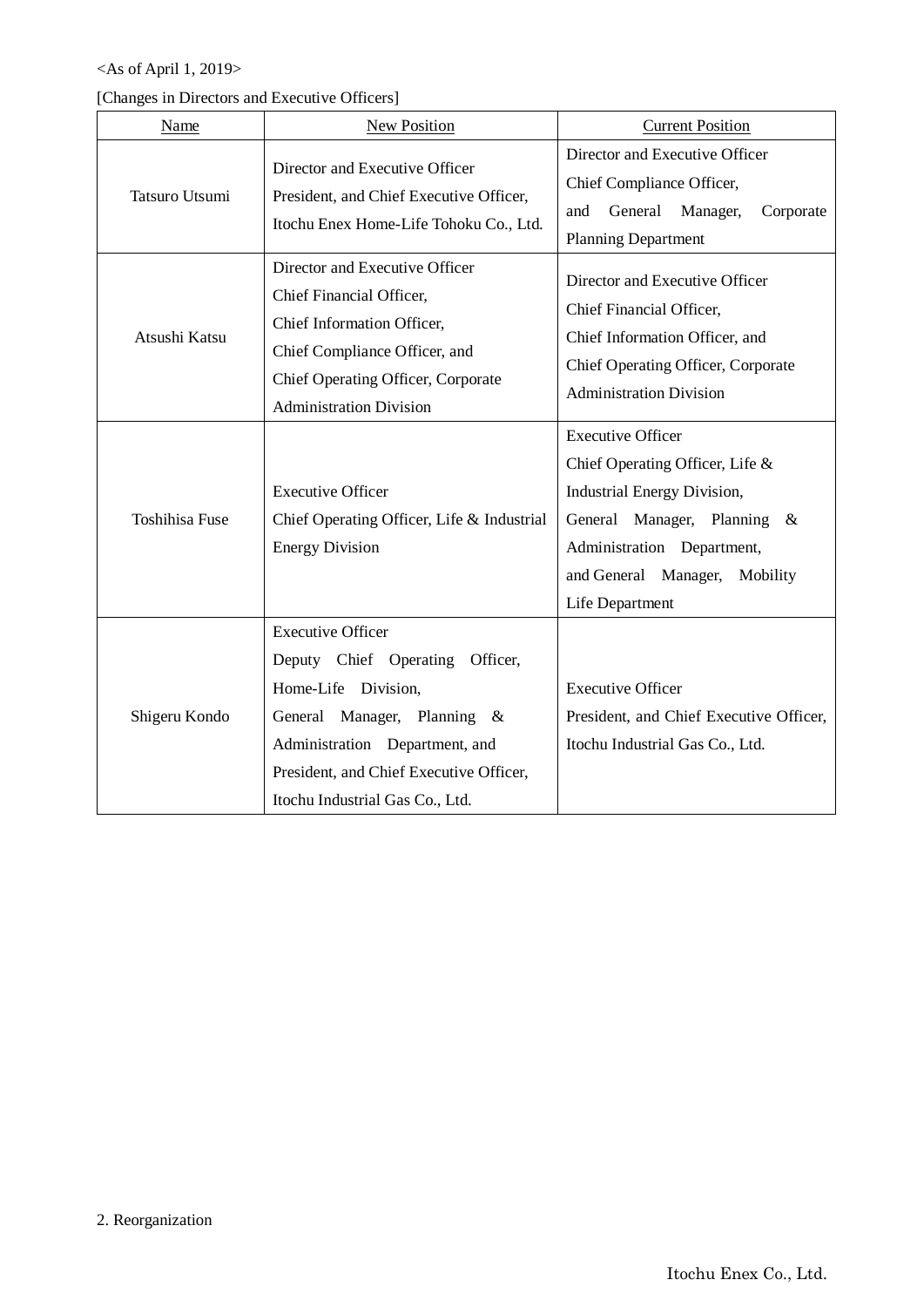<As of April 1, 2019>

[Changes in Directors and Executive Officers]

| Name | New Position | Current Position |
|---|---|---|
| Tatsuro Utsumi | Director and Executive Officer<br>President, and Chief Executive Officer, Itochu Enex Home-Life Tohoku Co., Ltd. | Director and Executive Officer<br>Chief Compliance Officer,<br>and General Manager, Corporate Planning Department |
| Atsushi Katsu | Director and Executive Officer<br>Chief Financial Officer,<br>Chief Information Officer,<br>Chief Compliance Officer, and<br>Chief Operating Officer, Corporate Administration Division | Director and Executive Officer<br>Chief Financial Officer,<br>Chief Information Officer, and<br>Chief Operating Officer, Corporate Administration Division |
| Toshihisa Fuse | Executive Officer<br>Chief Operating Officer, Life & Industrial Energy Division | Executive Officer<br>Chief Operating Officer, Life & Industrial Energy Division,<br>General Manager, Planning & Administration Department,<br>and General Manager, Mobility Life Department |
| Shigeru Kondo | Executive Officer<br>Deputy Chief Operating Officer, Home-Life Division,<br>General Manager, Planning & Administration Department, and<br>President, and Chief Executive Officer, Itochu Industrial Gas Co., Ltd. | Executive Officer<br>President, and Chief Executive Officer, Itochu Industrial Gas Co., Ltd. |

2. Reorganization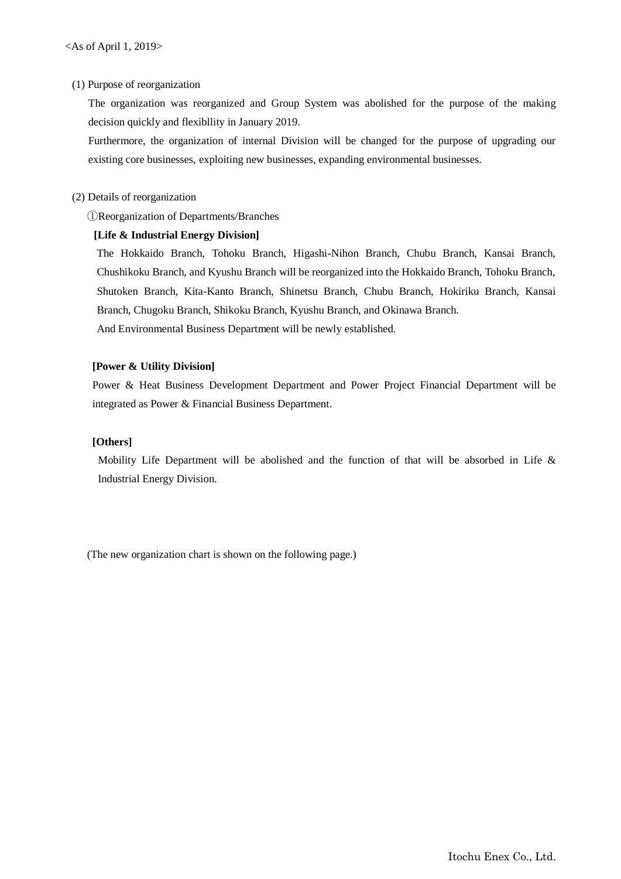<As of April 1, 2019>

(1) Purpose of reorganization

The organization was reorganized and Group System was abolished for the purpose of the making decision quickly and flexibllity in January 2019.

Furthermore, the organization of internal Division will be changed for the purpose of upgrading our existing core businesses, exploiting new businesses, expanding environmental businesses.

(2) Details of reorganization

①Reorganization of Departments/Branches

**[Life & Industrial Energy Division]**

The Hokkaido Branch, Tohoku Branch, Higashi-Nihon Branch, Chubu Branch, Kansai Branch, Chushikoku Branch, and Kyushu Branch will be reorganized into the Hokkaido Branch, Tohoku Branch, Shutoken Branch, Kita-Kanto Branch, Shinetsu Branch, Chubu Branch, Hokiriku Branch, Kansai Branch, Chugoku Branch, Shikoku Branch, Kyushu Branch, and Okinawa Branch.

And Environmental Business Department will be newly established.

**[Power & Utility Division]**

Power & Heat Business Development Department and Power Project Financial Department will be integrated as Power & Financial Business Department.

**[Others]**

Mobility Life Department will be abolished and the function of that will be absorbed in Life & Industrial Energy Division.

(The new organization chart is shown on the following page.)

Itochu Enex Co., Ltd.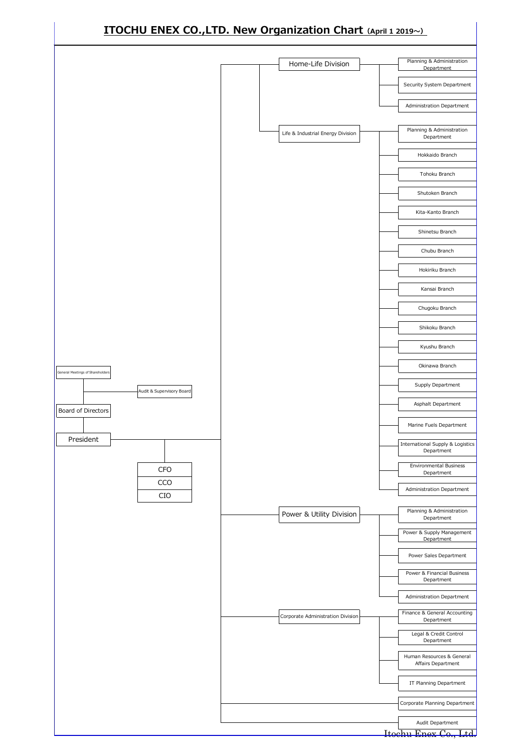# ITOCHU ENEX CO.,LTD. New Organization Chart (April 1 2019～)

- General Meetings of Shareholders
  - Audit & Supervisory Board
- Board of Directors
- President
  - CFO
  - CCO
  - CIO

- Home-Life Division
  - Planning & Administration Department
  - Security System Department
  - Administration Department
- Life & Industrial Energy Division
  - Planning & Administration Department
  - Hokkaido Branch
  - Tohoku Branch
  - Shutoken Branch
  - Kita-Kanto Branch
  - Shinetsu Branch
  - Chubu Branch
  - Hokiriku Branch
  - Kansai Branch
  - Chugoku Branch
  - Shikoku Branch
  - Kyushu Branch
  - Okinawa Branch
  - Supply Department
  - Asphalt Department
  - Marine Fuels Department
  - International Supply & Logistics Department
  - Environmental Business Department
  - Administration Department
- Power & Utility Division
  - Planning & Administration Department
  - Power & Supply Management Department
  - Power Sales Department
  - Power & Financial Business Department
  - Administration Department
- Corporate Administration Division
  - Finance & General Accounting Department
  - Legal & Credit Control Department
  - Human Resources & General Affairs Department
  - IT Planning Department
- Corporate Planning Department
- Audit Department

Itochu Enex Co., Ltd.